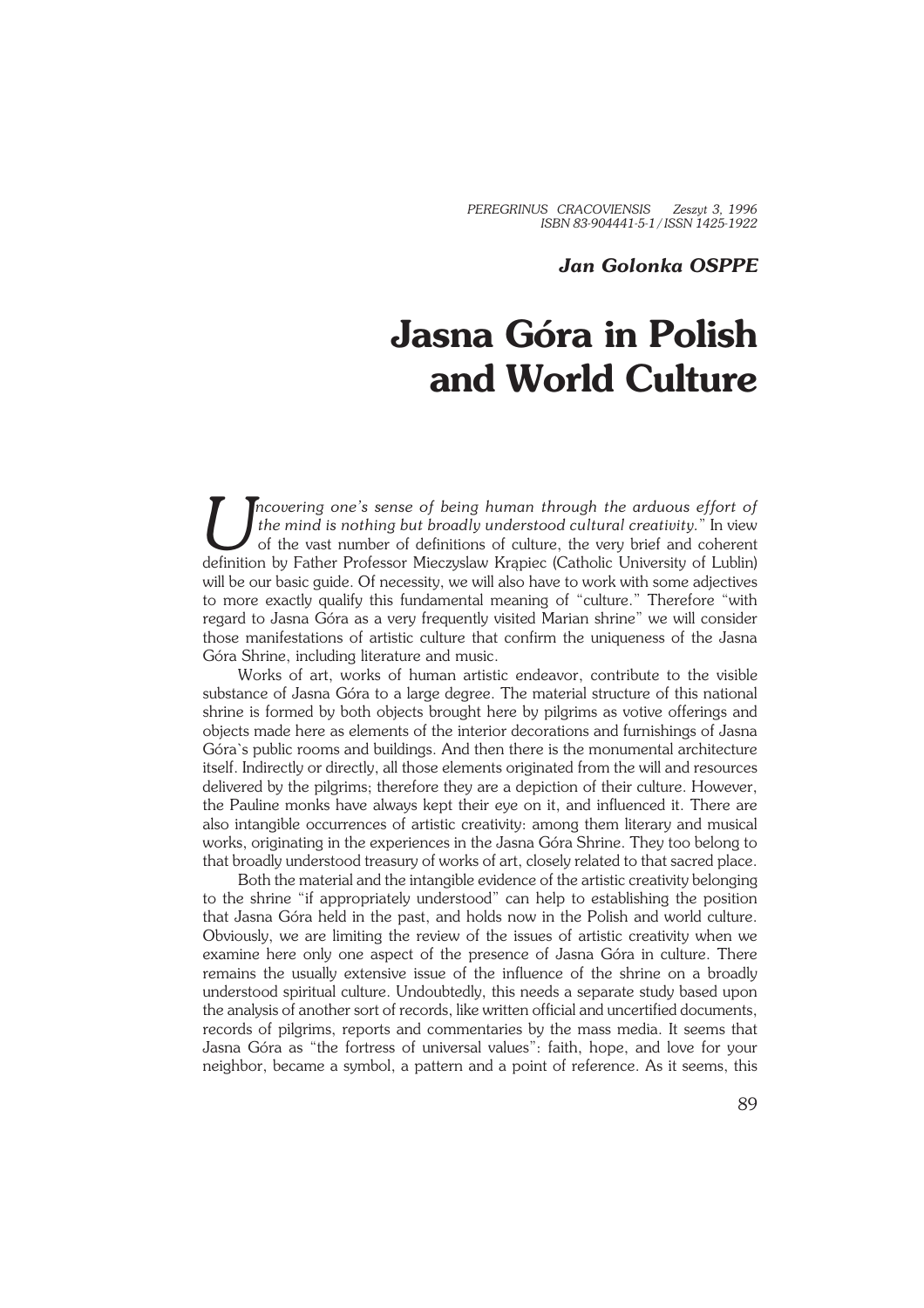*Jan Golonka OSPPE*

# Jasna Góra in Polish and World Culture

*Uncovering one's sense of being human through the arduous effort of the mind is nothing but broadly understood cultural creativity.*" In view of the vast number of definitions of culture, the very brief and coherent definition by Father Professor Mieczyslaw Krąpiec (Catholic University of Lublin) will be our basic guide. Of necessity, we will also have to work with some adjectives to more exactly qualify this fundamental meaning of "culture." Therefore "with regard to Jasna Góra as a very frequently visited Marian shrine" we will consider those manifestations of artistic culture that confirm the uniqueness of the Jasna Góra Shrine, including literature and music.

Works of art, works of human artistic endeavor, contribute to the visible substance of Jasna Góra to a large degree. The material structure of this national shrine is formed by both objects brought here by pilgrims as votive offerings and objects made here as elements of the interior decorations and furnishings of Jasna Góra`s public rooms and buildings. And then there is the monumental architecture itself. Indirectly or directly, all those elements originated from the will and resources delivered by the pilgrims; therefore they are a depiction of their culture. However, the Pauline monks have always kept their eye on it, and influenced it. There are also intangible occurrences of artistic creativity: among them literary and musical works, originating in the experiences in the Jasna Góra Shrine. They too belong to that broadly understood treasury of works of art, closely related to that sacred place.

Both the material and the intangible evidence of the artistic creativity belonging to the shrine "if appropriately understood" can help to establishing the position that Jasna Góra held in the past, and holds now in the Polish and world culture. Obviously, we are limiting the review of the issues of artistic creativity when we examine here only one aspect of the presence of Jasna Góra in culture. There remains the usually extensive issue of the influence of the shrine on a broadly understood spiritual culture. Undoubtedly, this needs a separate study based upon the analysis of another sort of records, like written official and uncertified documents, records of pilgrims, reports and commentaries by the mass media. It seems that Jasna Góra as "the fortress of universal values": faith, hope, and love for your neighbor, became a symbol, a pattern and a point of reference. As it seems, this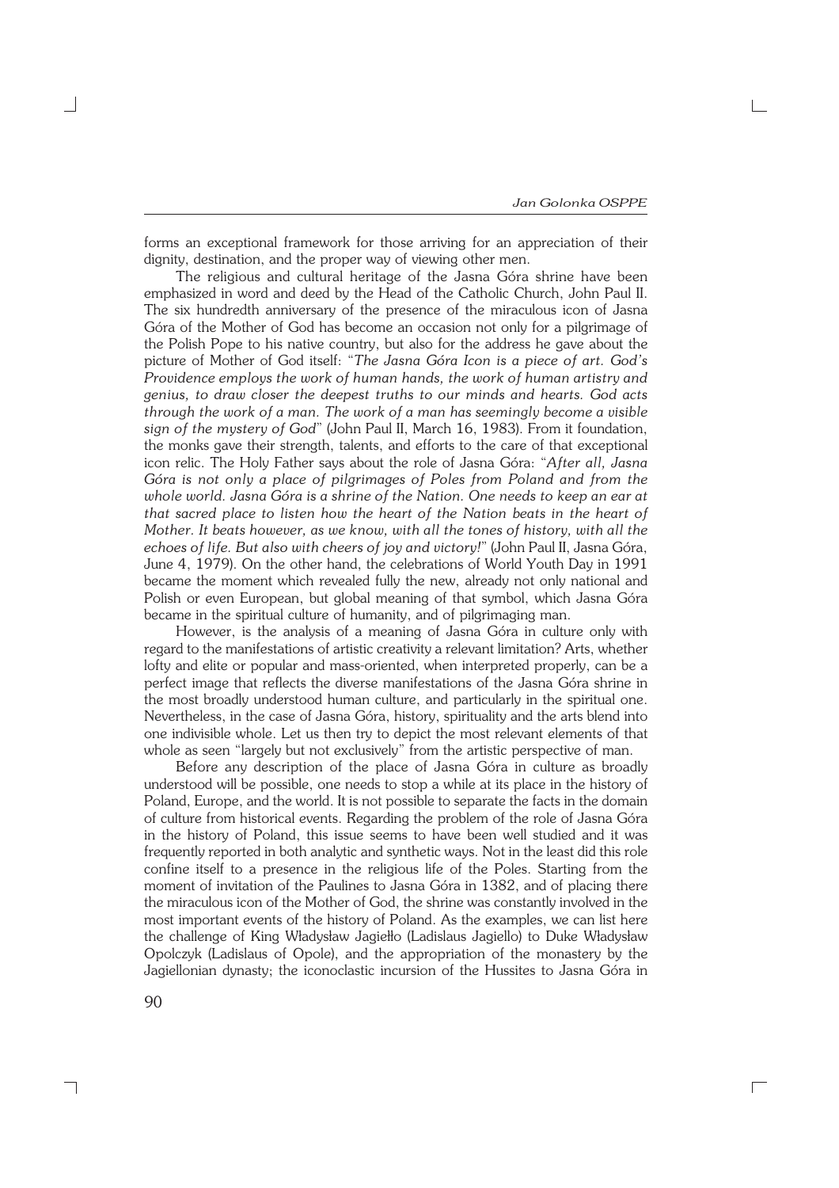forms an exceptional framework for those arriving for an appreciation of their dignity, destination, and the proper way of viewing other men.

The religious and cultural heritage of the Jasna Góra shrine have been emphasized in word and deed by the Head of the Catholic Church, John Paul II. The six hundredth anniversary of the presence of the miraculous icon of Jasna Góra of the Mother of God has become an occasion not only for a pilgrimage of the Polish Pope to his native country, but also for the address he gave about the picture of Mother of God itself: "*The Jasna Góra Icon is a piece of art. God's Providence employs the work of human hands, the work of human artistry and genius, to draw closer the deepest truths to our minds and hearts. God acts through the work of a man. The work of a man has seemingly become a visible sign of the mystery of God*" (John Paul II, March 16, 1983). From it foundation, the monks gave their strength, talents, and efforts to the care of that exceptional icon relic. The Holy Father says about the role of Jasna Góra: "*After all, Jasna Góra is not only a place of pilgrimages of Poles from Poland and from the whole world. Jasna Góra is a shrine of the Nation. One needs to keep an ear at that sacred place to listen how the heart of the Nation beats in the heart of Mother. It beats however, as we know, with all the tones of history, with all the echoes of life. But also with cheers of joy and victory!*" (John Paul II, Jasna Góra, June 4, 1979). On the other hand, the celebrations of World Youth Day in 1991 became the moment which revealed fully the new, already not only national and Polish or even European, but global meaning of that symbol, which Jasna Góra became in the spiritual culture of humanity, and of pilgrimaging man.

However, is the analysis of a meaning of Jasna Góra in culture only with regard to the manifestations of artistic creativity a relevant limitation? Arts, whether lofty and elite or popular and mass-oriented, when interpreted properly, can be a perfect image that reflects the diverse manifestations of the Jasna Góra shrine in the most broadly understood human culture, and particularly in the spiritual one. Nevertheless, in the case of Jasna Góra, history, spirituality and the arts blend into one indivisible whole. Let us then try to depict the most relevant elements of that whole as seen "largely but not exclusively" from the artistic perspective of man.

Before any description of the place of Jasna Góra in culture as broadly understood will be possible, one needs to stop a while at its place in the history of Poland, Europe, and the world. It is not possible to separate the facts in the domain of culture from historical events. Regarding the problem of the role of Jasna Góra in the history of Poland, this issue seems to have been well studied and it was frequently reported in both analytic and synthetic ways. Not in the least did this role confine itself to a presence in the religious life of the Poles. Starting from the moment of invitation of the Paulines to Jasna Góra in 1382, and of placing there the miraculous icon of the Mother of God, the shrine was constantly involved in the most important events of the history of Poland. As the examples, we can list here the challenge of King Władysław Jagiełło (Ladislaus Jagiello) to Duke Władysław Opolczyk (Ladislaus of Opole), and the appropriation of the monastery by the Jagiellonian dynasty; the iconoclastic incursion of the Hussites to Jasna Góra in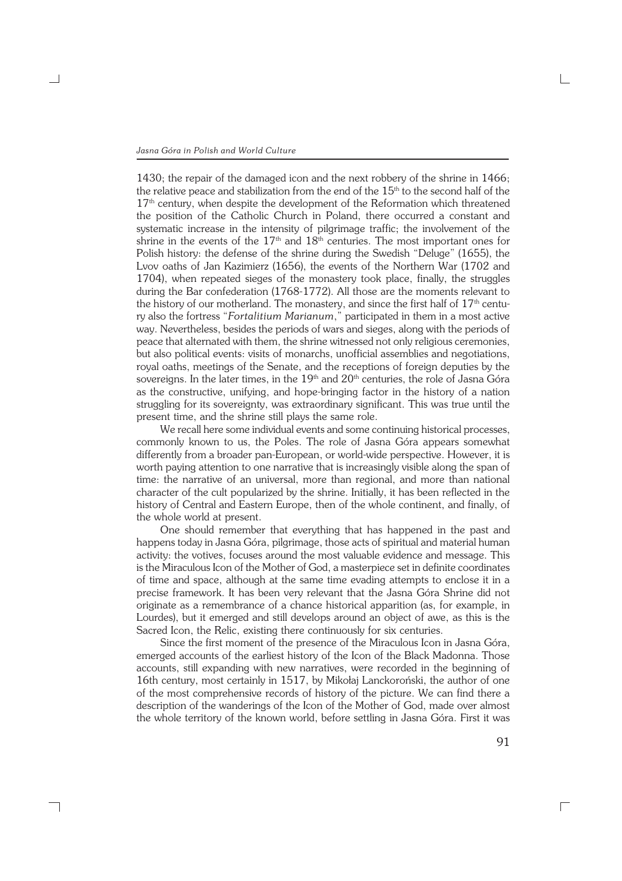1430; the repair of the damaged icon and the next robbery of the shrine in 1466; the relative peace and stabilization from the end of the 15th to the second half of the 17th century, when despite the development of the Reformation which threatened the position of the Catholic Church in Poland, there occurred a constant and systematic increase in the intensity of pilgrimage traffic; the involvement of the shrine in the events of the 17th and 18th centuries. The most important ones for Polish history: the defense of the shrine during the Swedish "Deluge" (1655), the Lvov oaths of Jan Kazimierz (1656), the events of the Northern War (1702 and 1704), when repeated sieges of the monastery took place, finally, the struggles during the Bar confederation (1768-1772). All those are the moments relevant to the history of our motherland. The monastery, and since the first half of 17th century also the fortress "*Fortalitium Marianum*," participated in them in a most active way. Nevertheless, besides the periods of wars and sieges, along with the periods of peace that alternated with them, the shrine witnessed not only religious ceremonies, but also political events: visits of monarchs, unofficial assemblies and negotiations, royal oaths, meetings of the Senate, and the receptions of foreign deputies by the sovereigns. In the later times, in the 19th and 20th centuries, the role of Jasna Góra as the constructive, unifying, and hope-bringing factor in the history of a nation struggling for its sovereignty, was extraordinary significant. This was true until the present time, and the shrine still plays the same role.

We recall here some individual events and some continuing historical processes, commonly known to us, the Poles. The role of Jasna Góra appears somewhat differently from a broader pan-European, or world-wide perspective. However, it is worth paying attention to one narrative that is increasingly visible along the span of time: the narrative of an universal, more than regional, and more than national character of the cult popularized by the shrine. Initially, it has been reflected in the history of Central and Eastern Europe, then of the whole continent, and finally, of the whole world at present.

One should remember that everything that has happened in the past and happens today in Jasna Góra, pilgrimage, those acts of spiritual and material human activity: the votives, focuses around the most valuable evidence and message. This is the Miraculous Icon of the Mother of God, a masterpiece set in definite coordinates of time and space, although at the same time evading attempts to enclose it in a precise framework. It has been very relevant that the Jasna Góra Shrine did not originate as a remembrance of a chance historical apparition (as, for example, in Lourdes), but it emerged and still develops around an object of awe, as this is the Sacred Icon, the Relic, existing there continuously for six centuries.

Since the first moment of the presence of the Miraculous Icon in Jasna Góra, emerged accounts of the earliest history of the Icon of the Black Madonna. Those accounts, still expanding with new narratives, were recorded in the beginning of 16th century, most certainly in 1517, by Mikołaj Lanckoroński, the author of one of the most comprehensive records of history of the picture. We can find there a description of the wanderings of the Icon of the Mother of God, made over almost the whole territory of the known world, before settling in Jasna Góra. First it was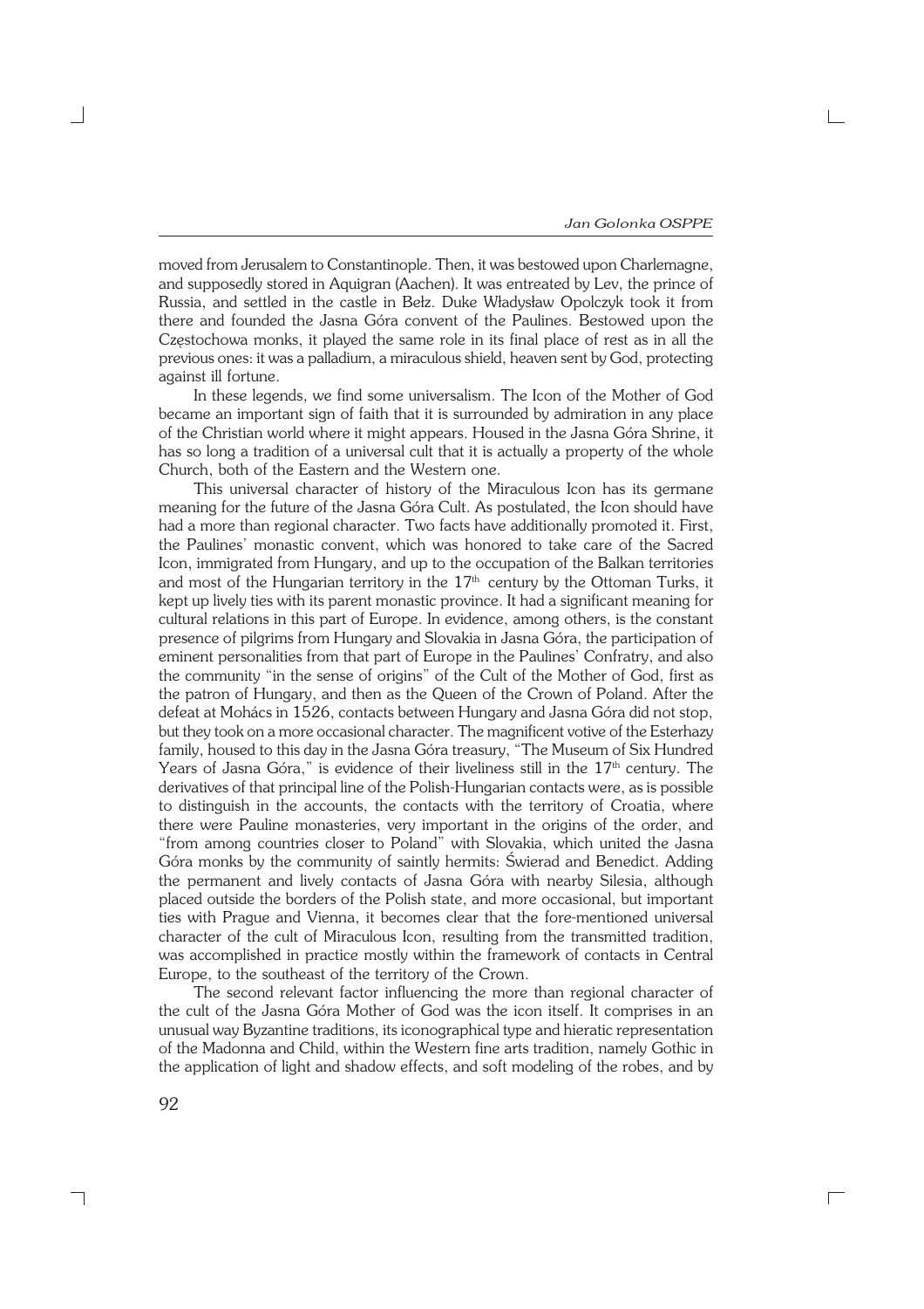moved from Jerusalem to Constantinople. Then, it was bestowed upon Charlemagne, and supposedly stored in Aquigran (Aachen). It was entreated by Lev, the prince of Russia, and settled in the castle in Bełz. Duke Władysław Opolczyk took it from there and founded the Jasna Góra convent of the Paulines. Bestowed upon the Częstochowa monks, it played the same role in its final place of rest as in all the previous ones: it was a palladium, a miraculous shield, heaven sent by God, protecting against ill fortune.

In these legends, we find some universalism. The Icon of the Mother of God became an important sign of faith that it is surrounded by admiration in any place of the Christian world where it might appears. Housed in the Jasna Góra Shrine, it has so long a tradition of a universal cult that it is actually a property of the whole Church, both of the Eastern and the Western one.

This universal character of history of the Miraculous Icon has its germane meaning for the future of the Jasna Góra Cult. As postulated, the Icon should have had a more than regional character. Two facts have additionally promoted it. First, the Paulines' monastic convent, which was honored to take care of the Sacred Icon, immigrated from Hungary, and up to the occupation of the Balkan territories and most of the Hungarian territory in the 17th century by the Ottoman Turks, it kept up lively ties with its parent monastic province. It had a significant meaning for cultural relations in this part of Europe. In evidence, among others, is the constant presence of pilgrims from Hungary and Slovakia in Jasna Góra, the participation of eminent personalities from that part of Europe in the Paulines' Confratry, and also the community "in the sense of origins" of the Cult of the Mother of God, first as the patron of Hungary, and then as the Queen of the Crown of Poland. After the defeat at Mohács in 1526, contacts between Hungary and Jasna Góra did not stop, but they took on a more occasional character. The magnificent votive of the Esterhazy family, housed to this day in the Jasna Góra treasury, "The Museum of Six Hundred Years of Jasna Góra," is evidence of their liveliness still in the 17th century. The derivatives of that principal line of the Polish-Hungarian contacts were, as is possible to distinguish in the accounts, the contacts with the territory of Croatia, where there were Pauline monasteries, very important in the origins of the order, and "from among countries closer to Poland" with Slovakia, which united the Jasna Góra monks by the community of saintly hermits: Świerad and Benedict. Adding the permanent and lively contacts of Jasna Góra with nearby Silesia, although placed outside the borders of the Polish state, and more occasional, but important ties with Prague and Vienna, it becomes clear that the fore-mentioned universal character of the cult of Miraculous Icon, resulting from the transmitted tradition, was accomplished in practice mostly within the framework of contacts in Central Europe, to the southeast of the territory of the Crown.

The second relevant factor influencing the more than regional character of the cult of the Jasna Góra Mother of God was the icon itself. It comprises in an unusual way Byzantine traditions, its iconographical type and hieratic representation of the Madonna and Child, within the Western fine arts tradition, namely Gothic in the application of light and shadow effects, and soft modeling of the robes, and by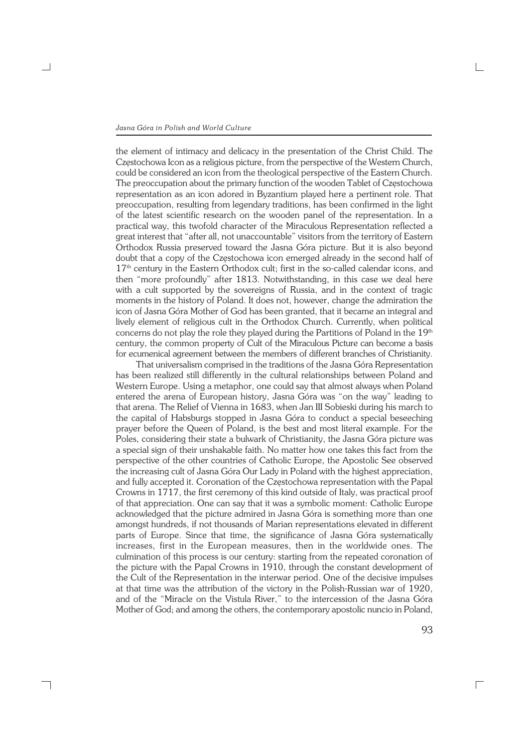the element of intimacy and delicacy in the presentation of the Christ Child. The Częstochowa Icon as a religious picture, from the perspective of the Western Church, could be considered an icon from the theological perspective of the Eastern Church. The preoccupation about the primary function of the wooden Tablet of Częstochowa representation as an icon adored in Byzantium played here a pertinent role. That preoccupation, resulting from legendary traditions, has been confirmed in the light of the latest scientific research on the wooden panel of the representation. In a practical way, this twofold character of the Miraculous Representation reflected a great interest that "after all, not unaccountable" visitors from the territory of Eastern Orthodox Russia preserved toward the Jasna Góra picture. But it is also beyond doubt that a copy of the Częstochowa icon emerged already in the second half of 17th century in the Eastern Orthodox cult; first in the so-called calendar icons, and then "more profoundly" after 1813. Notwithstanding, in this case we deal here with a cult supported by the sovereigns of Russia, and in the context of tragic moments in the history of Poland. It does not, however, change the admiration the icon of Jasna Góra Mother of God has been granted, that it became an integral and lively element of religious cult in the Orthodox Church. Currently, when political concerns do not play the role they played during the Partitions of Poland in the 19th century, the common property of Cult of the Miraculous Picture can become a basis for ecumenical agreement between the members of different branches of Christianity.

That universalism comprised in the traditions of the Jasna Góra Representation has been realized still differently in the cultural relationships between Poland and Western Europe. Using a metaphor, one could say that almost always when Poland entered the arena of European history, Jasna Góra was "on the way" leading to that arena. The Relief of Vienna in 1683, when Jan III Sobieski during his march to the capital of Habsburgs stopped in Jasna Góra to conduct a special beseeching prayer before the Queen of Poland, is the best and most literal example. For the Poles, considering their state a bulwark of Christianity, the Jasna Góra picture was a special sign of their unshakable faith. No matter how one takes this fact from the perspective of the other countries of Catholic Europe, the Apostolic See observed the increasing cult of Jasna Góra Our Lady in Poland with the highest appreciation, and fully accepted it. Coronation of the Częstochowa representation with the Papal Crowns in 1717, the first ceremony of this kind outside of Italy, was practical proof of that appreciation. One can say that it was a symbolic moment: Catholic Europe acknowledged that the picture admired in Jasna Góra is something more than one amongst hundreds, if not thousands of Marian representations elevated in different parts of Europe. Since that time, the significance of Jasna Góra systematically increases, first in the European measures, then in the worldwide ones. The culmination of this process is our century: starting from the repeated coronation of the picture with the Papal Crowns in 1910, through the constant development of the Cult of the Representation in the interwar period. One of the decisive impulses at that time was the attribution of the victory in the Polish-Russian war of 1920, and of the "Miracle on the Vistula River," to the intercession of the Jasna Góra Mother of God; and among the others, the contemporary apostolic nuncio in Poland,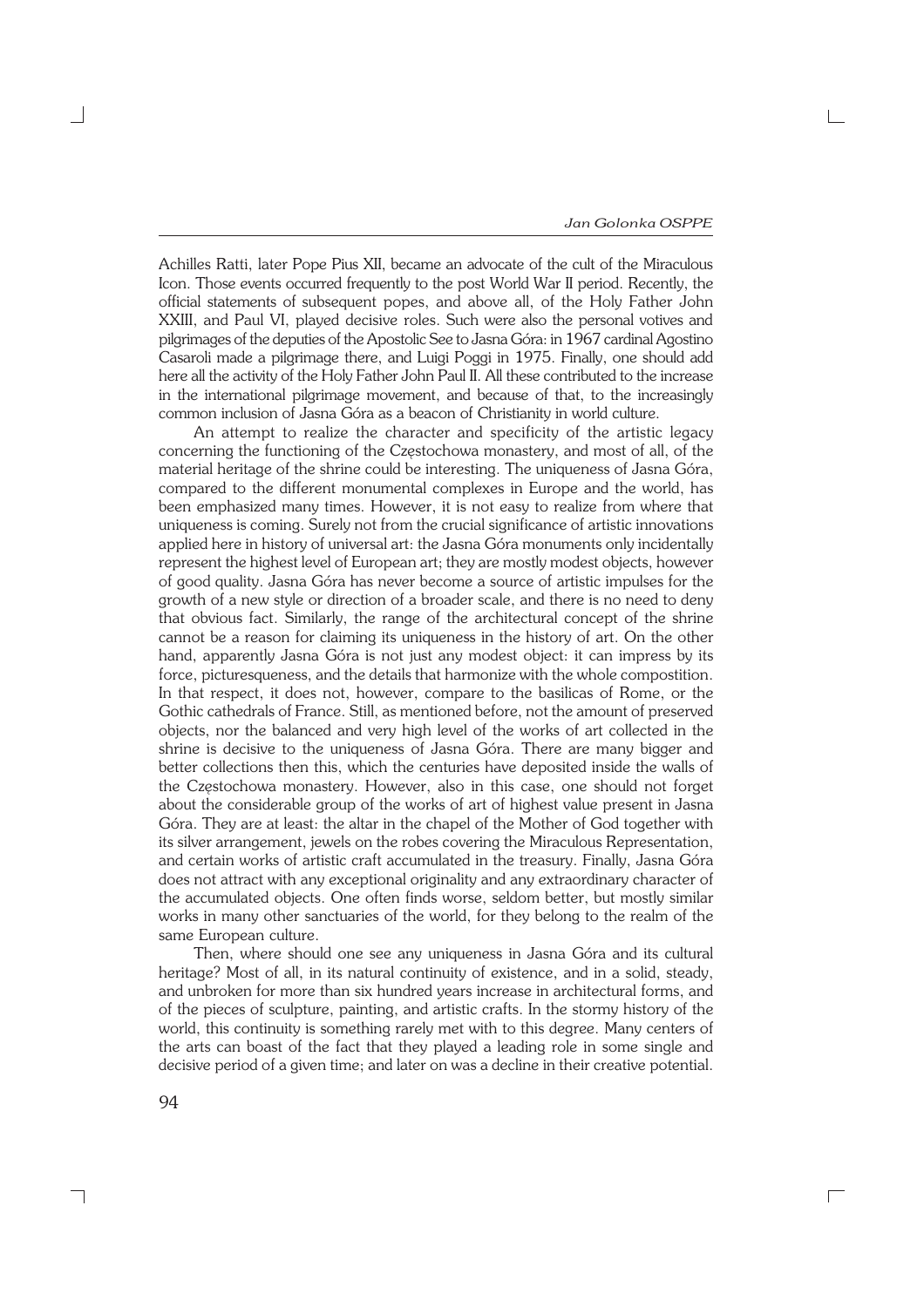Achilles Ratti, later Pope Pius XII, became an advocate of the cult of the Miraculous Icon. Those events occurred frequently to the post World War II period. Recently, the official statements of subsequent popes, and above all, of the Holy Father John XXIII, and Paul VI, played decisive roles. Such were also the personal votives and pilgrimages of the deputies of the Apostolic See to Jasna Góra: in 1967 cardinal Agostino Casaroli made a pilgrimage there, and Luigi Poggi in 1975. Finally, one should add here all the activity of the Holy Father John Paul II. All these contributed to the increase in the international pilgrimage movement, and because of that, to the increasingly common inclusion of Jasna Góra as a beacon of Christianity in world culture.

An attempt to realize the character and specificity of the artistic legacy concerning the functioning of the Częstochowa monastery, and most of all, of the material heritage of the shrine could be interesting. The uniqueness of Jasna Góra, compared to the different monumental complexes in Europe and the world, has been emphasized many times. However, it is not easy to realize from where that uniqueness is coming. Surely not from the crucial significance of artistic innovations applied here in history of universal art: the Jasna Góra monuments only incidentally represent the highest level of European art; they are mostly modest objects, however of good quality. Jasna Góra has never become a source of artistic impulses for the growth of a new style or direction of a broader scale, and there is no need to deny that obvious fact. Similarly, the range of the architectural concept of the shrine cannot be a reason for claiming its uniqueness in the history of art. On the other hand, apparently Jasna Góra is not just any modest object: it can impress by its force, picturesqueness, and the details that harmonize with the whole compostition. In that respect, it does not, however, compare to the basilicas of Rome, or the Gothic cathedrals of France. Still, as mentioned before, not the amount of preserved objects, nor the balanced and very high level of the works of art collected in the shrine is decisive to the uniqueness of Jasna Góra. There are many bigger and better collections then this, which the centuries have deposited inside the walls of the Częstochowa monastery. However, also in this case, one should not forget about the considerable group of the works of art of highest value present in Jasna Góra. They are at least: the altar in the chapel of the Mother of God together with its silver arrangement, jewels on the robes covering the Miraculous Representation, and certain works of artistic craft accumulated in the treasury. Finally, Jasna Góra does not attract with any exceptional originality and any extraordinary character of the accumulated objects. One often finds worse, seldom better, but mostly similar works in many other sanctuaries of the world, for they belong to the realm of the same European culture.

Then, where should one see any uniqueness in Jasna Góra and its cultural heritage? Most of all, in its natural continuity of existence, and in a solid, steady, and unbroken for more than six hundred years increase in architectural forms, and of the pieces of sculpture, painting, and artistic crafts. In the stormy history of the world, this continuity is something rarely met with to this degree. Many centers of the arts can boast of the fact that they played a leading role in some single and decisive period of a given time; and later on was a decline in their creative potential.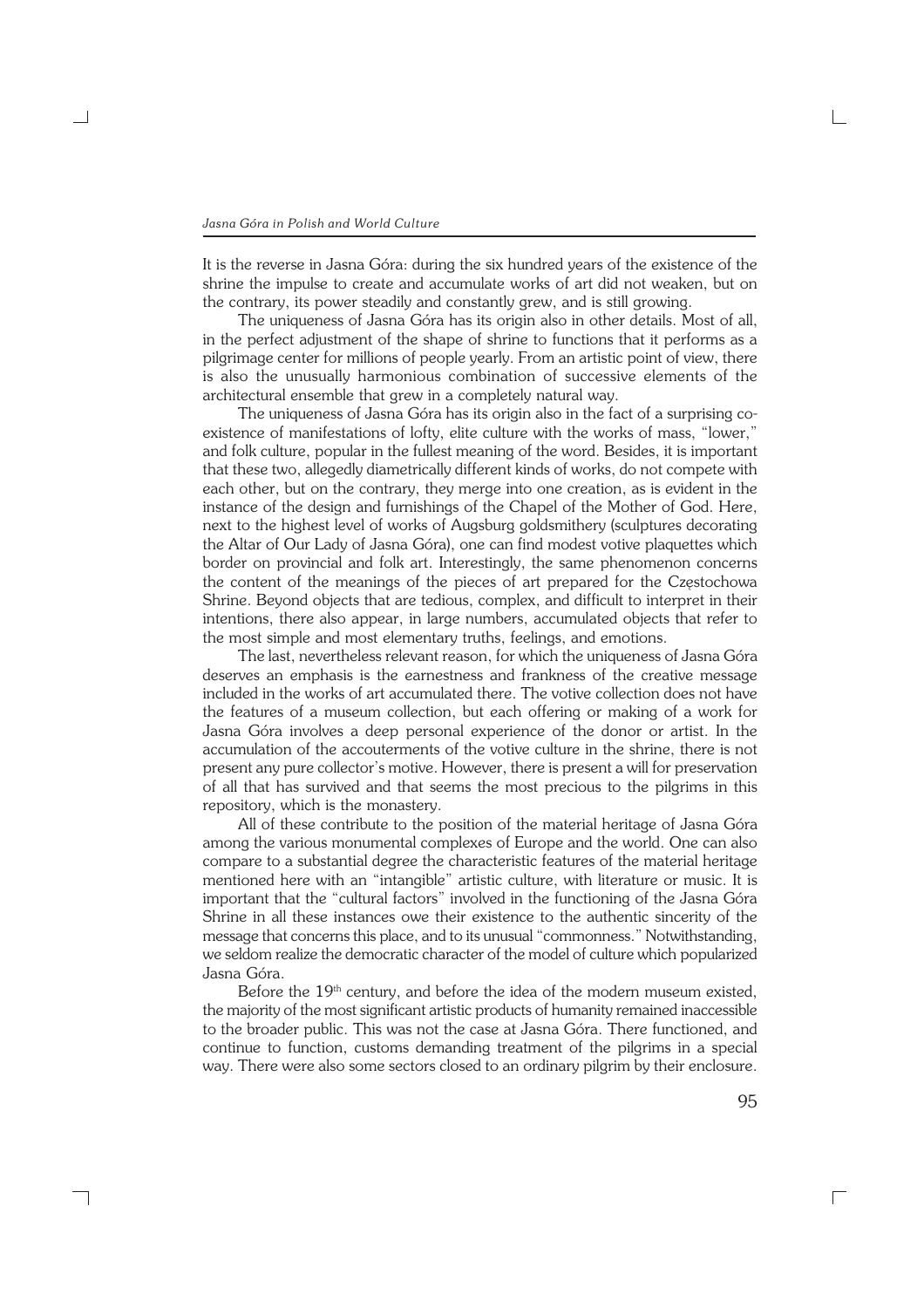It is the reverse in Jasna Góra: during the six hundred years of the existence of the shrine the impulse to create and accumulate works of art did not weaken, but on the contrary, its power steadily and constantly grew, and is still growing.

The uniqueness of Jasna Góra has its origin also in other details. Most of all, in the perfect adjustment of the shape of shrine to functions that it performs as a pilgrimage center for millions of people yearly. From an artistic point of view, there is also the unusually harmonious combination of successive elements of the architectural ensemble that grew in a completely natural way.

The uniqueness of Jasna Góra has its origin also in the fact of a surprising co-existence of manifestations of lofty, elite culture with the works of mass, "lower," and folk culture, popular in the fullest meaning of the word. Besides, it is important that these two, allegedly diametrically different kinds of works, do not compete with each other, but on the contrary, they merge into one creation, as is evident in the instance of the design and furnishings of the Chapel of the Mother of God. Here, next to the highest level of works of Augsburg goldsmithery (sculptures decorating the Altar of Our Lady of Jasna Góra), one can find modest votive plaquettes which border on provincial and folk art. Interestingly, the same phenomenon concerns the content of the meanings of the pieces of art prepared for the Częstochowa Shrine. Beyond objects that are tedious, complex, and difficult to interpret in their intentions, there also appear, in large numbers, accumulated objects that refer to the most simple and most elementary truths, feelings, and emotions.

The last, nevertheless relevant reason, for which the uniqueness of Jasna Góra deserves an emphasis is the earnestness and frankness of the creative message included in the works of art accumulated there. The votive collection does not have the features of a museum collection, but each offering or making of a work for Jasna Góra involves a deep personal experience of the donor or artist. In the accumulation of the accouterments of the votive culture in the shrine, there is not present any pure collector's motive. However, there is present a will for preservation of all that has survived and that seems the most precious to the pilgrims in this repository, which is the monastery.

All of these contribute to the position of the material heritage of Jasna Góra among the various monumental complexes of Europe and the world. One can also compare to a substantial degree the characteristic features of the material heritage mentioned here with an "intangible" artistic culture, with literature or music. It is important that the "cultural factors" involved in the functioning of the Jasna Góra Shrine in all these instances owe their existence to the authentic sincerity of the message that concerns this place, and to its unusual "commonness." Notwithstanding, we seldom realize the democratic character of the model of culture which popularized Jasna Góra.

Before the 19th century, and before the idea of the modern museum existed, the majority of the most significant artistic products of humanity remained inaccessible to the broader public. This was not the case at Jasna Góra. There functioned, and continue to function, customs demanding treatment of the pilgrims in a special way. There were also some sectors closed to an ordinary pilgrim by their enclosure.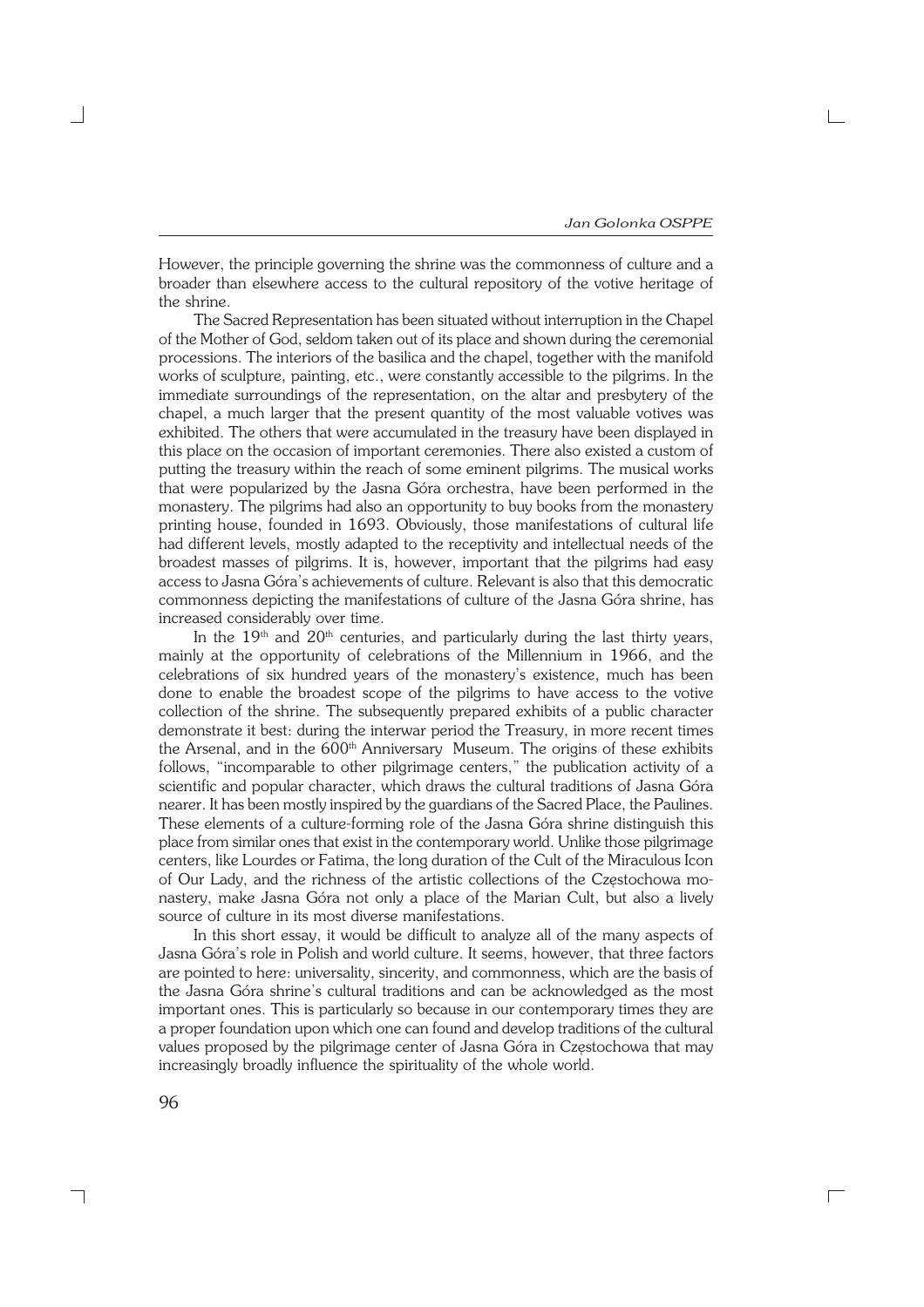However, the principle governing the shrine was the commonness of culture and a broader than elsewhere access to the cultural repository of the votive heritage of the shrine.

The Sacred Representation has been situated without interruption in the Chapel of the Mother of God, seldom taken out of its place and shown during the ceremonial processions. The interiors of the basilica and the chapel, together with the manifold works of sculpture, painting, etc., were constantly accessible to the pilgrims. In the immediate surroundings of the representation, on the altar and presbytery of the chapel, a much larger that the present quantity of the most valuable votives was exhibited. The others that were accumulated in the treasury have been displayed in this place on the occasion of important ceremonies. There also existed a custom of putting the treasury within the reach of some eminent pilgrims. The musical works that were popularized by the Jasna Góra orchestra, have been performed in the monastery. The pilgrims had also an opportunity to buy books from the monastery printing house, founded in 1693. Obviously, those manifestations of cultural life had different levels, mostly adapted to the receptivity and intellectual needs of the broadest masses of pilgrims. It is, however, important that the pilgrims had easy access to Jasna Góra's achievements of culture. Relevant is also that this democratic commonness depicting the manifestations of culture of the Jasna Góra shrine, has increased considerably over time.

In the 19th and 20th centuries, and particularly during the last thirty years, mainly at the opportunity of celebrations of the Millennium in 1966, and the celebrations of six hundred years of the monastery's existence, much has been done to enable the broadest scope of the pilgrims to have access to the votive collection of the shrine. The subsequently prepared exhibits of a public character demonstrate it best: during the interwar period the Treasury, in more recent times the Arsenal, and in the 600th Anniversary Museum. The origins of these exhibits follows, "incomparable to other pilgrimage centers," the publication activity of a scientific and popular character, which draws the cultural traditions of Jasna Góra nearer. It has been mostly inspired by the guardians of the Sacred Place, the Paulines. These elements of a culture-forming role of the Jasna Góra shrine distinguish this place from similar ones that exist in the contemporary world. Unlike those pilgrimage centers, like Lourdes or Fatima, the long duration of the Cult of the Miraculous Icon of Our Lady, and the richness of the artistic collections of the Częstochowa monastery, make Jasna Góra not only a place of the Marian Cult, but also a lively source of culture in its most diverse manifestations.

In this short essay, it would be difficult to analyze all of the many aspects of Jasna Góra's role in Polish and world culture. It seems, however, that three factors are pointed to here: universality, sincerity, and commonness, which are the basis of the Jasna Góra shrine's cultural traditions and can be acknowledged as the most important ones. This is particularly so because in our contemporary times they are a proper foundation upon which one can found and develop traditions of the cultural values proposed by the pilgrimage center of Jasna Góra in Częstochowa that may increasingly broadly influence the spirituality of the whole world.